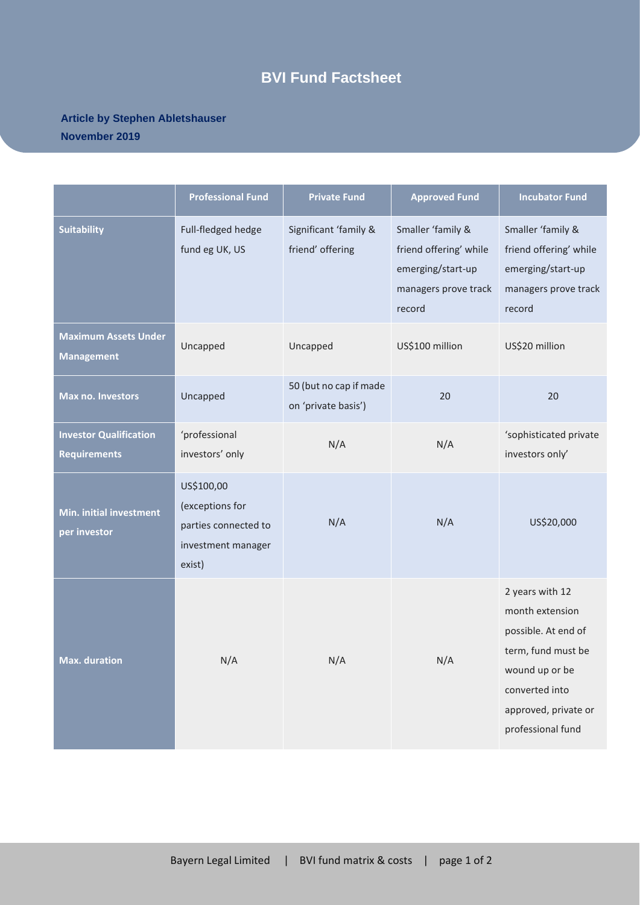# BVI Fund Factsheet

**Article by Stephen Abletshauser**
**November 2019**

| | Professional Fund | Private Fund | Approved Fund | Incubator Fund |
|---|---|---|---|---|
| **Suitability** | Full-fledged hedge fund eg UK, US | Significant 'family & friend' offering | Smaller 'family & friend offering' while emerging/start-up managers prove track record | Smaller 'family & friend offering' while emerging/start-up managers prove track record |
| **Maximum Assets Under Management** | Uncapped | Uncapped | US$100 million | US$20 million |
| **Max no. Investors** | Uncapped | 50 (but no cap if made on 'private basis') | 20 | 20 |
| **Investor Qualification Requirements** | 'professional investors' only | N/A | N/A | 'sophisticated private investors only' |
| **Min. initial investment per investor** | US$100,00 (exceptions for parties connected to investment manager exist) | N/A | N/A | US$20,000 |
| **Max. duration** | N/A | N/A | N/A | 2 years with 12 month extension possible. At end of term, fund must be wound up or be converted into approved, private or professional fund |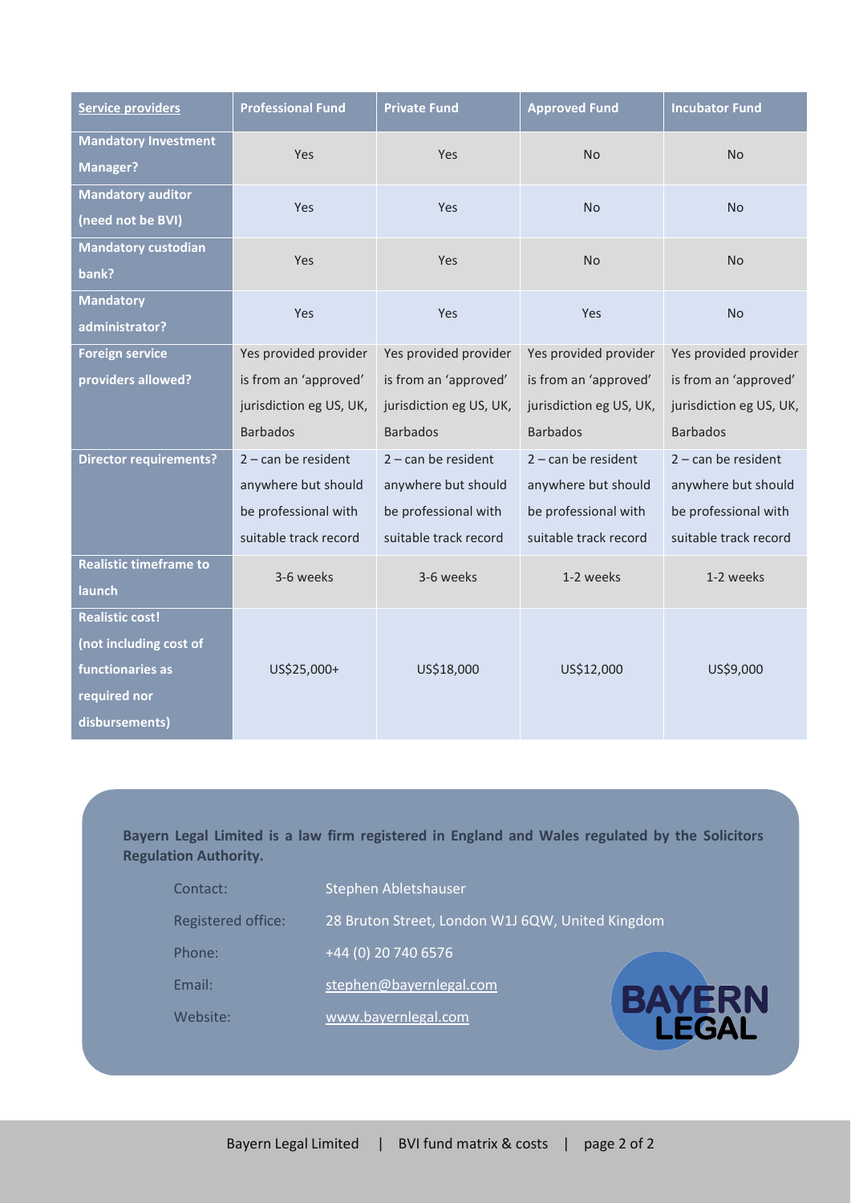| Service providers | Professional Fund | Private Fund | Approved Fund | Incubator Fund |
|---|---|---|---|---|
| **Mandatory Investment Manager?** | Yes | Yes | No | No |
| **Mandatory auditor (need not be BVI)** | Yes | Yes | No | No |
| **Mandatory custodian bank?** | Yes | Yes | No | No |
| **Mandatory administrator?** | Yes | Yes | Yes | No |
| **Foreign service providers allowed?** | Yes provided provider is from an 'approved' jurisdiction eg US, UK, Barbados | Yes provided provider is from an 'approved' jurisdiction eg US, UK, Barbados | Yes provided provider is from an 'approved' jurisdiction eg US, UK, Barbados | Yes provided provider is from an 'approved' jurisdiction eg US, UK, Barbados |
| **Director requirements?** | 2 – can be resident anywhere but should be professional with suitable track record | 2 – can be resident anywhere but should be professional with suitable track record | 2 – can be resident anywhere but should be professional with suitable track record | 2 – can be resident anywhere but should be professional with suitable track record |
| **Realistic timeframe to launch** | 3-6 weeks | 3-6 weeks | 1-2 weeks | 1-2 weeks |
| **Realistic cost! (not including cost of functionaries as required nor disbursements)** | US$25,000+ | US$18,000 | US$12,000 | US$9,000 |

**Bayern Legal Limited is a law firm registered in England and Wales regulated by the Solicitors Regulation Authority.**

| | |
|---|---|
| Contact: | Stephen Abletshauser |
| Registered office: | 28 Bruton Street, London W1J 6QW, United Kingdom |
| Phone: | +44 (0) 20 740 6576 |
| Email: | stephen@bayernlegal.com |
| Website: | www.bayernlegal.com |

BAYERN LEGAL